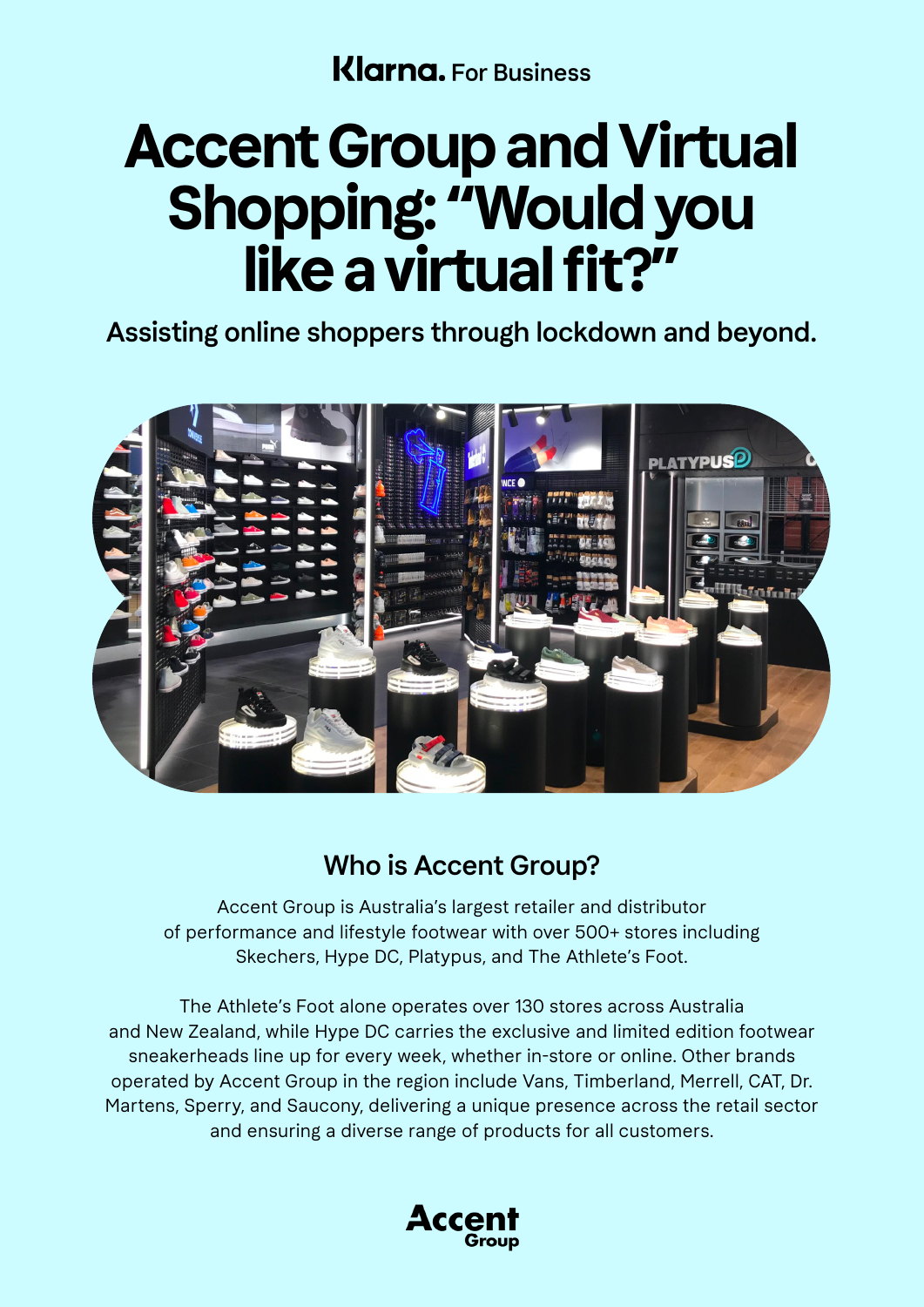Klarna. For Business

# Accent Group and Virtual Shopping: "Would you like a virtual fit?"

Assisting online shoppers through lockdown and beyond.

## Who is Accent Group?

Accent Group is Australia's largest retailer and distributor of performance and lifestyle footwear with over 500+ stores including Skechers, Hype DC, Platypus, and The Athlete's Foot.

The Athlete's Foot alone operates over 130 stores across Australia and New Zealand, while Hype DC carries the exclusive and limited edition footwear sneakerheads line up for every week, whether in-store or online. Other brands operated by Accent Group in the region include Vans, Timberland, Merrell, CAT, Dr. Martens, Sperry, and Saucony, delivering a unique presence across the retail sector and ensuring a diverse range of products for all customers.

Accent Group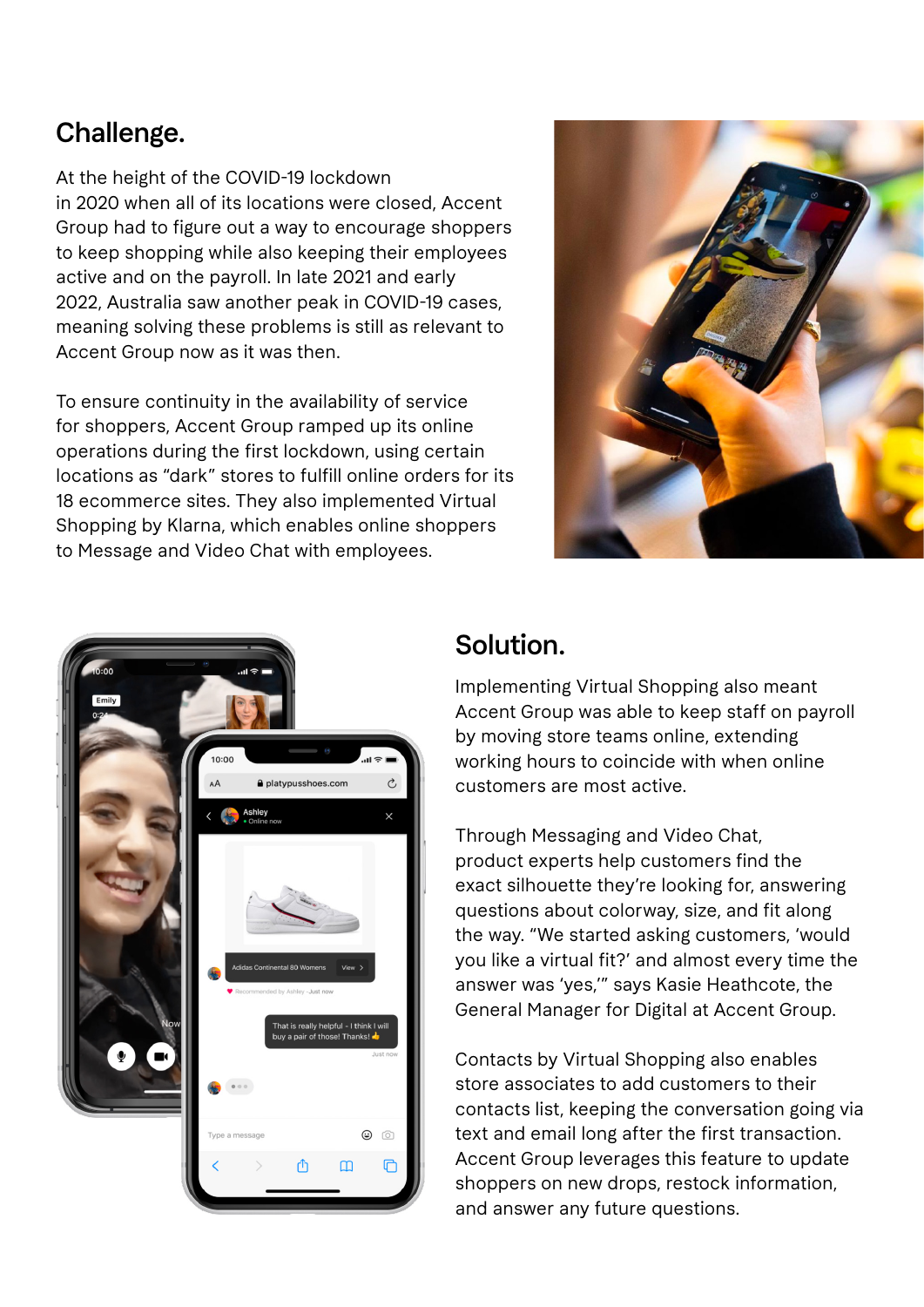## Challenge.

At the height of the COVID-19 lockdown in 2020 when all of its locations were closed, Accent Group had to figure out a way to encourage shoppers to keep shopping while also keeping their employees active and on the payroll. In late 2021 and early 2022, Australia saw another peak in COVID-19 cases, meaning solving these problems is still as relevant to Accent Group now as it was then.

To ensure continuity in the availability of service for shoppers, Accent Group ramped up its online operations during the first lockdown, using certain locations as "dark" stores to fulfill online orders for its 18 ecommerce sites. They also implemented Virtual Shopping by Klarna, which enables online shoppers to Message and Video Chat with employees.

## Solution.

Implementing Virtual Shopping also meant Accent Group was able to keep staff on payroll by moving store teams online, extending working hours to coincide with when online customers are most active.

Through Messaging and Video Chat, product experts help customers find the exact silhouette they're looking for, answering questions about colorway, size, and fit along the way. "We started asking customers, 'would you like a virtual fit?' and almost every time the answer was 'yes,'" says Kasie Heathcote, the General Manager for Digital at Accent Group.

Contacts by Virtual Shopping also enables store associates to add customers to their contacts list, keeping the conversation going via text and email long after the first transaction. Accent Group leverages this feature to update shoppers on new drops, restock information, and answer any future questions.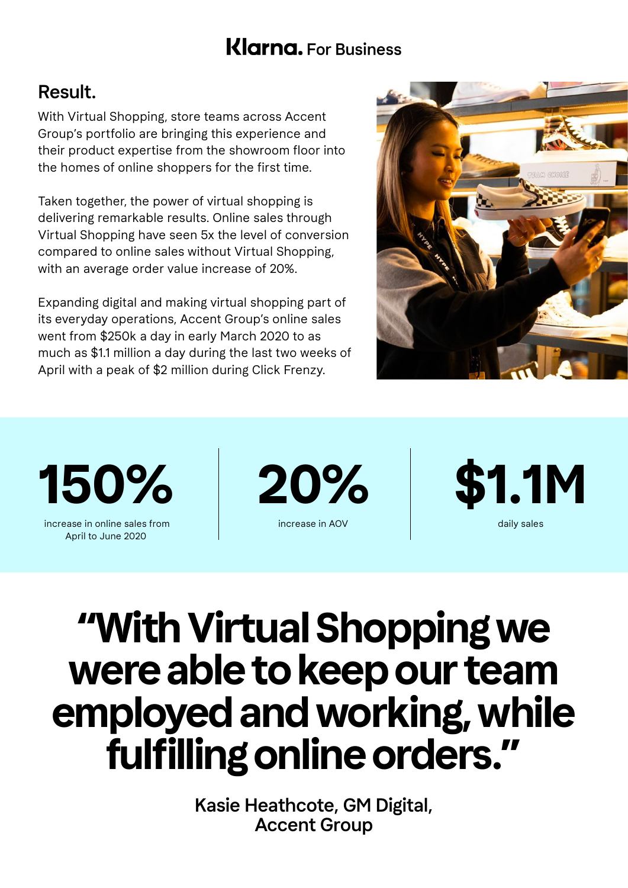## Result.

With Virtual Shopping, store teams across Accent Group's portfolio are bringing this experience and their product expertise from the showroom floor into the homes of online shoppers for the first time.

Taken together, the power of virtual shopping is delivering remarkable results. Online sales through Virtual Shopping have seen 5x the level of conversion compared to online sales without Virtual Shopping, with an average order value increase of 20%.

Expanding digital and making virtual shopping part of its everyday operations, Accent Group's online sales went from $250k a day in early March 2020 to as much as $1.1 million a day during the last two weeks of April with a peak of $2 million during Click Frenzy.

**150%**
increase in online sales from April to June 2020

**20%**
increase in AOV

**$1.1M**
daily sales

# "With Virtual Shopping we were able to keep our team employed and working, while fulfilling online orders."

**Kasie Heathcote, GM Digital, Accent Group**